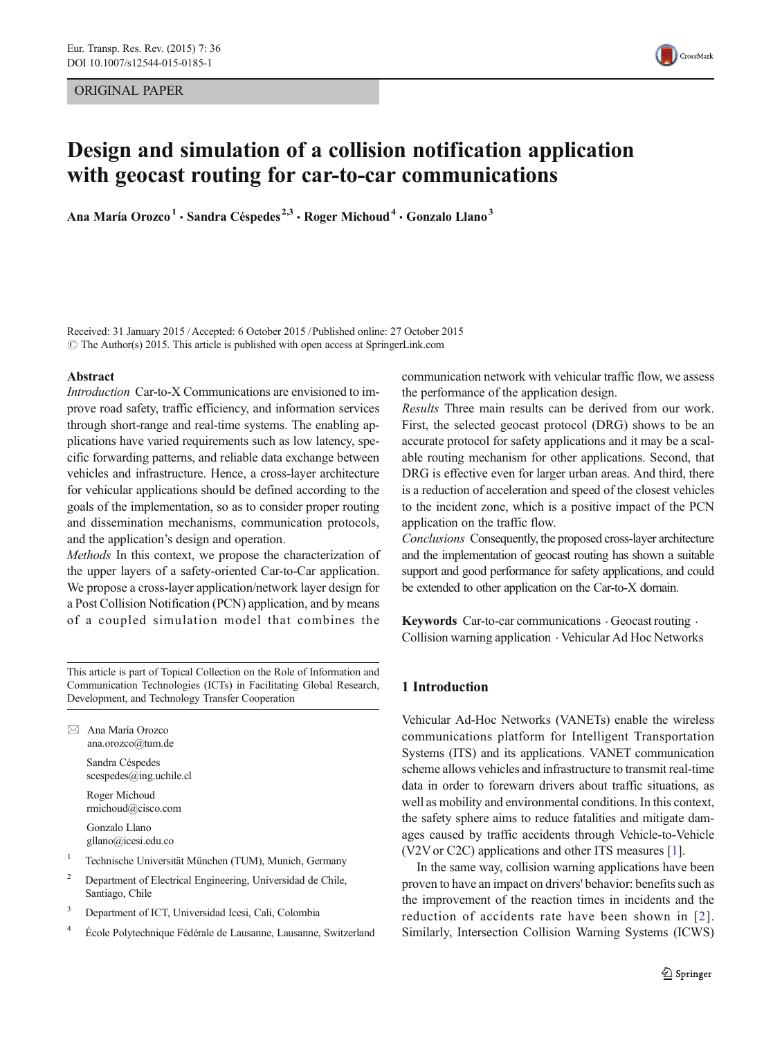ORIGINAL PAPER

# Design and simulation of a collision notification application with geocast routing for car-to-car communications

**Ana María Orozco** [1] · **Sandra Céspedes** [2,3] · **Roger Michoud** [4] · **Gonzalo Llano** [3]

Received: 31 January 2015 / Accepted: 6 October 2015 / Published online: 27 October 2015
© The Author(s) 2015. This article is published with open access at SpringerLink.com

**Abstract**

*Introduction* Car-to-X Communications are envisioned to improve road safety, traffic efficiency, and information services through short-range and real-time systems. The enabling applications have varied requirements such as low latency, specific forwarding patterns, and reliable data exchange between vehicles and infrastructure. Hence, a cross-layer architecture for vehicular applications should be defined according to the goals of the implementation, so as to consider proper routing and dissemination mechanisms, communication protocols, and the application's design and operation.

*Methods* In this context, we propose the characterization of the upper layers of a safety-oriented Car-to-Car application. We propose a cross-layer application/network layer design for a Post Collision Notification (PCN) application, and by means of a coupled simulation model that combines the communication network with vehicular traffic flow, we assess the performance of the application design.

*Results* Three main results can be derived from our work. First, the selected geocast protocol (DRG) shows to be an accurate protocol for safety applications and it may be a scalable routing mechanism for other applications. Second, that DRG is effective even for larger urban areas. And third, there is a reduction of acceleration and speed of the closest vehicles to the incident zone, which is a positive impact of the PCN application on the traffic flow.

*Conclusions* Consequently, the proposed cross-layer architecture and the implementation of geocast routing has shown a suitable support and good performance for safety applications, and could be extended to other application on the Car-to-X domain.

**Keywords** Car-to-car communications · Geocast routing · Collision warning application · Vehicular Ad Hoc Networks

This article is part of Topical Collection on the Role of Information and Communication Technologies (ICTs) in Facilitating Global Research, Development, and Technology Transfer Cooperation

✉ Ana María Orozco
ana.orozco@tum.de

Sandra Céspedes
scespedes@ing.uchile.cl

Roger Michoud
rmichoud@cisco.com

Gonzalo Llano
gllano@icesi.edu.co

[1] Technische Universität München (TUM), Munich, Germany

[2] Department of Electrical Engineering, Universidad de Chile, Santiago, Chile

[3] Department of ICT, Universidad Icesi, Cali, Colombia

[4] École Polytechnique Fédérale de Lausanne, Lausanne, Switzerland

## 1 Introduction

Vehicular Ad-Hoc Networks (VANETs) enable the wireless communications platform for Intelligent Transportation Systems (ITS) and its applications. VANET communication scheme allows vehicles and infrastructure to transmit real-time data in order to forewarn drivers about traffic situations, as well as mobility and environmental conditions. In this context, the safety sphere aims to reduce fatalities and mitigate damages caused by traffic accidents through Vehicle-to-Vehicle (V2V or C2C) applications and other ITS measures [1].

In the same way, collision warning applications have been proven to have an impact on drivers' behavior: benefits such as the improvement of the reaction times in incidents and the reduction of accidents rate have been shown in [2]. Similarly, Intersection Collision Warning Systems (ICWS)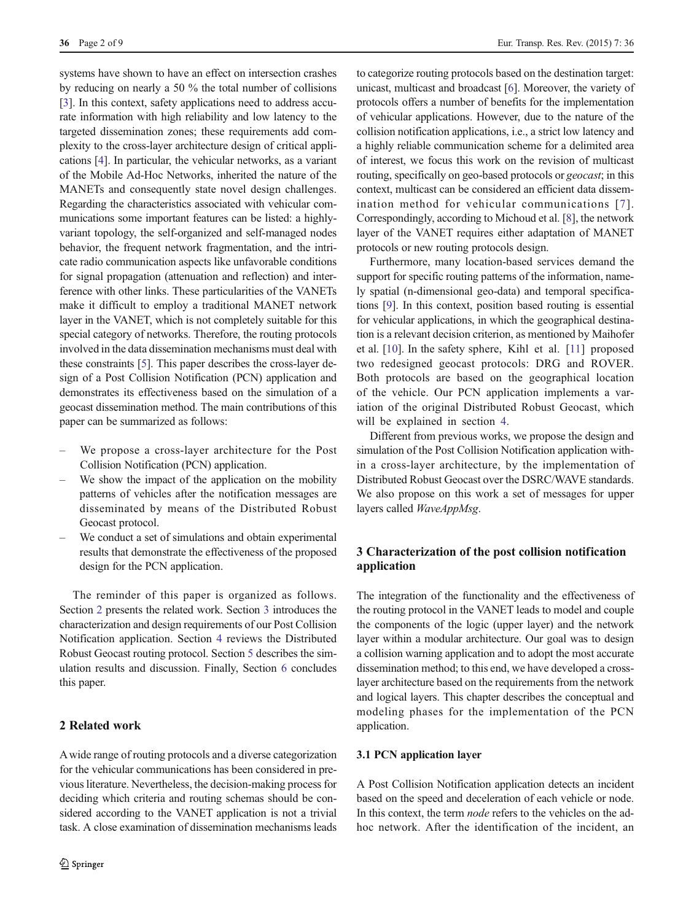systems have shown to have an effect on intersection crashes by reducing on nearly a 50 % the total number of collisions [3]. In this context, safety applications need to address accurate information with high reliability and low latency to the targeted dissemination zones; these requirements add complexity to the cross-layer architecture design of critical applications [4]. In particular, the vehicular networks, as a variant of the Mobile Ad-Hoc Networks, inherited the nature of the MANETs and consequently state novel design challenges. Regarding the characteristics associated with vehicular communications some important features can be listed: a highly-variant topology, the self-organized and self-managed nodes behavior, the frequent network fragmentation, and the intricate radio communication aspects like unfavorable conditions for signal propagation (attenuation and reflection) and interference with other links. These particularities of the VANETs make it difficult to employ a traditional MANET network layer in the VANET, which is not completely suitable for this special category of networks. Therefore, the routing protocols involved in the data dissemination mechanisms must deal with these constraints [5]. This paper describes the cross-layer design of a Post Collision Notification (PCN) application and demonstrates its effectiveness based on the simulation of a geocast dissemination method. The main contributions of this paper can be summarized as follows:

- We propose a cross-layer architecture for the Post Collision Notification (PCN) application.
- We show the impact of the application on the mobility patterns of vehicles after the notification messages are disseminated by means of the Distributed Robust Geocast protocol.
- We conduct a set of simulations and obtain experimental results that demonstrate the effectiveness of the proposed design for the PCN application.

The reminder of this paper is organized as follows. Section 2 presents the related work. Section 3 introduces the characterization and design requirements of our Post Collision Notification application. Section 4 reviews the Distributed Robust Geocast routing protocol. Section 5 describes the simulation results and discussion. Finally, Section 6 concludes this paper.

## 2 Related work

A wide range of routing protocols and a diverse categorization for the vehicular communications has been considered in previous literature. Nevertheless, the decision-making process for deciding which criteria and routing schemas should be considered according to the VANET application is not a trivial task. A close examination of dissemination mechanisms leads to categorize routing protocols based on the destination target: unicast, multicast and broadcast [6]. Moreover, the variety of protocols offers a number of benefits for the implementation of vehicular applications. However, due to the nature of the collision notification applications, i.e., a strict low latency and a highly reliable communication scheme for a delimited area of interest, we focus this work on the revision of multicast routing, specifically on geo-based protocols or *geocast*; in this context, multicast can be considered an efficient data dissemination method for vehicular communications [7]. Correspondingly, according to Michoud et al. [8], the network layer of the VANET requires either adaptation of MANET protocols or new routing protocols design.

Furthermore, many location-based services demand the support for specific routing patterns of the information, namely spatial (n-dimensional geo-data) and temporal specifications [9]. In this context, position based routing is essential for vehicular applications, in which the geographical destination is a relevant decision criterion, as mentioned by Maihofer et al. [10]. In the safety sphere, Kihl et al. [11] proposed two redesigned geocast protocols: DRG and ROVER. Both protocols are based on the geographical location of the vehicle. Our PCN application implements a variation of the original Distributed Robust Geocast, which will be explained in section 4.

Different from previous works, we propose the design and simulation of the Post Collision Notification application within a cross-layer architecture, by the implementation of Distributed Robust Geocast over the DSRC/WAVE standards. We also propose on this work a set of messages for upper layers called *WaveAppMsg*.

## 3 Characterization of the post collision notification application

The integration of the functionality and the effectiveness of the routing protocol in the VANET leads to model and couple the components of the logic (upper layer) and the network layer within a modular architecture. Our goal was to design a collision warning application and to adopt the most accurate dissemination method; to this end, we have developed a cross-layer architecture based on the requirements from the network and logical layers. This chapter describes the conceptual and modeling phases for the implementation of the PCN application.

### 3.1 PCN application layer

A Post Collision Notification application detects an incident based on the speed and deceleration of each vehicle or node. In this context, the term *node* refers to the vehicles on the ad-hoc network. After the identification of the incident, an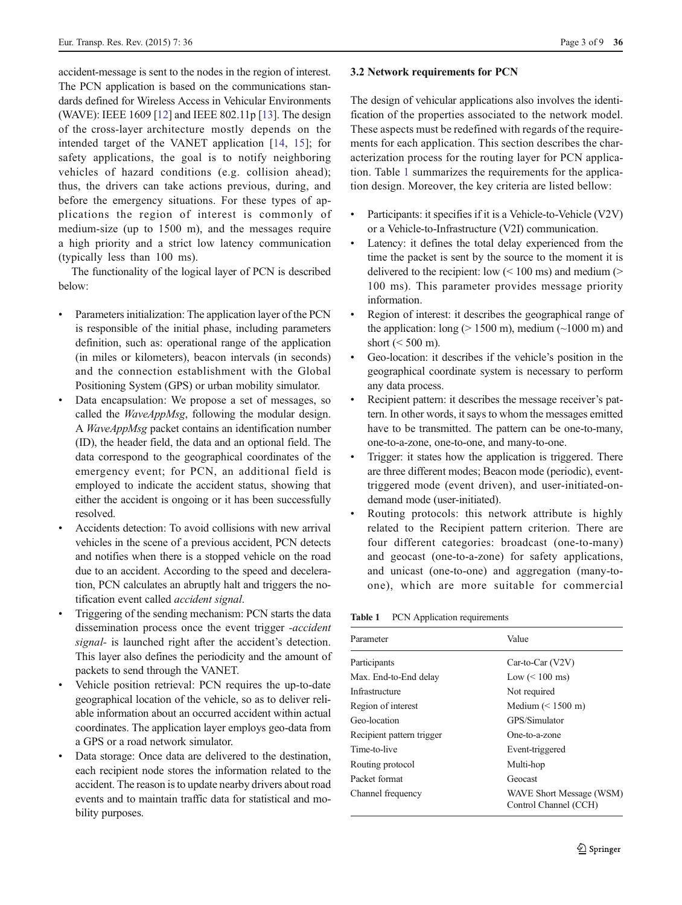accident-message is sent to the nodes in the region of interest. The PCN application is based on the communications standards defined for Wireless Access in Vehicular Environments (WAVE): IEEE 1609 [12] and IEEE 802.11p [13]. The design of the cross-layer architecture mostly depends on the intended target of the VANET application [14, 15]; for safety applications, the goal is to notify neighboring vehicles of hazard conditions (e.g. collision ahead); thus, the drivers can take actions previous, during, and before the emergency situations. For these types of applications the region of interest is commonly of medium-size (up to 1500 m), and the messages require a high priority and a strict low latency communication (typically less than 100 ms).

The functionality of the logical layer of PCN is described below:

- Parameters initialization: The application layer of the PCN is responsible of the initial phase, including parameters definition, such as: operational range of the application (in miles or kilometers), beacon intervals (in seconds) and the connection establishment with the Global Positioning System (GPS) or urban mobility simulator.
- Data encapsulation: We propose a set of messages, so called the *WaveAppMsg*, following the modular design. A *WaveAppMsg* packet contains an identification number (ID), the header field, the data and an optional field. The data correspond to the geographical coordinates of the emergency event; for PCN, an additional field is employed to indicate the accident status, showing that either the accident is ongoing or it has been successfully resolved.
- Accidents detection: To avoid collisions with new arrival vehicles in the scene of a previous accident, PCN detects and notifies when there is a stopped vehicle on the road due to an accident. According to the speed and deceleration, PCN calculates an abruptly halt and triggers the notification event called *accident signal*.
- Triggering of the sending mechanism: PCN starts the data dissemination process once the event trigger *-accident signal-* is launched right after the accident's detection. This layer also defines the periodicity and the amount of packets to send through the VANET.
- Vehicle position retrieval: PCN requires the up-to-date geographical location of the vehicle, so as to deliver reliable information about an occurred accident within actual coordinates. The application layer employs geo-data from a GPS or a road network simulator.
- Data storage: Once data are delivered to the destination, each recipient node stores the information related to the accident. The reason is to update nearby drivers about road events and to maintain traffic data for statistical and mobility purposes.

### 3.2 Network requirements for PCN

The design of vehicular applications also involves the identification of the properties associated to the network model. These aspects must be redefined with regards of the requirements for each application. This section describes the characterization process for the routing layer for PCN application. Table 1 summarizes the requirements for the application design. Moreover, the key criteria are listed bellow:

- Participants: it specifies if it is a Vehicle-to-Vehicle (V2V) or a Vehicle-to-Infrastructure (V2I) communication.
- Latency: it defines the total delay experienced from the time the packet is sent by the source to the moment it is delivered to the recipient: low (< 100 ms) and medium (> 100 ms). This parameter provides message priority information.
- Region of interest: it describes the geographical range of the application: long (> 1500 m), medium (~1000 m) and short (< 500 m).
- Geo-location: it describes if the vehicle's position in the geographical coordinate system is necessary to perform any data process.
- Recipient pattern: it describes the message receiver's pattern. In other words, it says to whom the messages emitted have to be transmitted. The pattern can be one-to-many, one-to-a-zone, one-to-one, and many-to-one.
- Trigger: it states how the application is triggered. There are three different modes; Beacon mode (periodic), event-triggered mode (event driven), and user-initiated-on-demand mode (user-initiated).
- Routing protocols: this network attribute is highly related to the Recipient pattern criterion. There are four different categories: broadcast (one-to-many) and geocast (one-to-a-zone) for safety applications, and unicast (one-to-one) and aggregation (many-to-one), which are more suitable for commercial

**Table 1** PCN Application requirements

| Parameter | Value |
|---|---|
| Participants | Car-to-Car (V2V) |
| Max. End-to-End delay | Low (< 100 ms) |
| Infrastructure | Not required |
| Region of interest | Medium (< 1500 m) |
| Geo-location | GPS/Simulator |
| Recipient pattern trigger | One-to-a-zone |
| Time-to-live | Event-triggered |
| Routing protocol | Multi-hop |
| Packet format | Geocast |
| Channel frequency | WAVE Short Message (WSM) Control Channel (CCH) |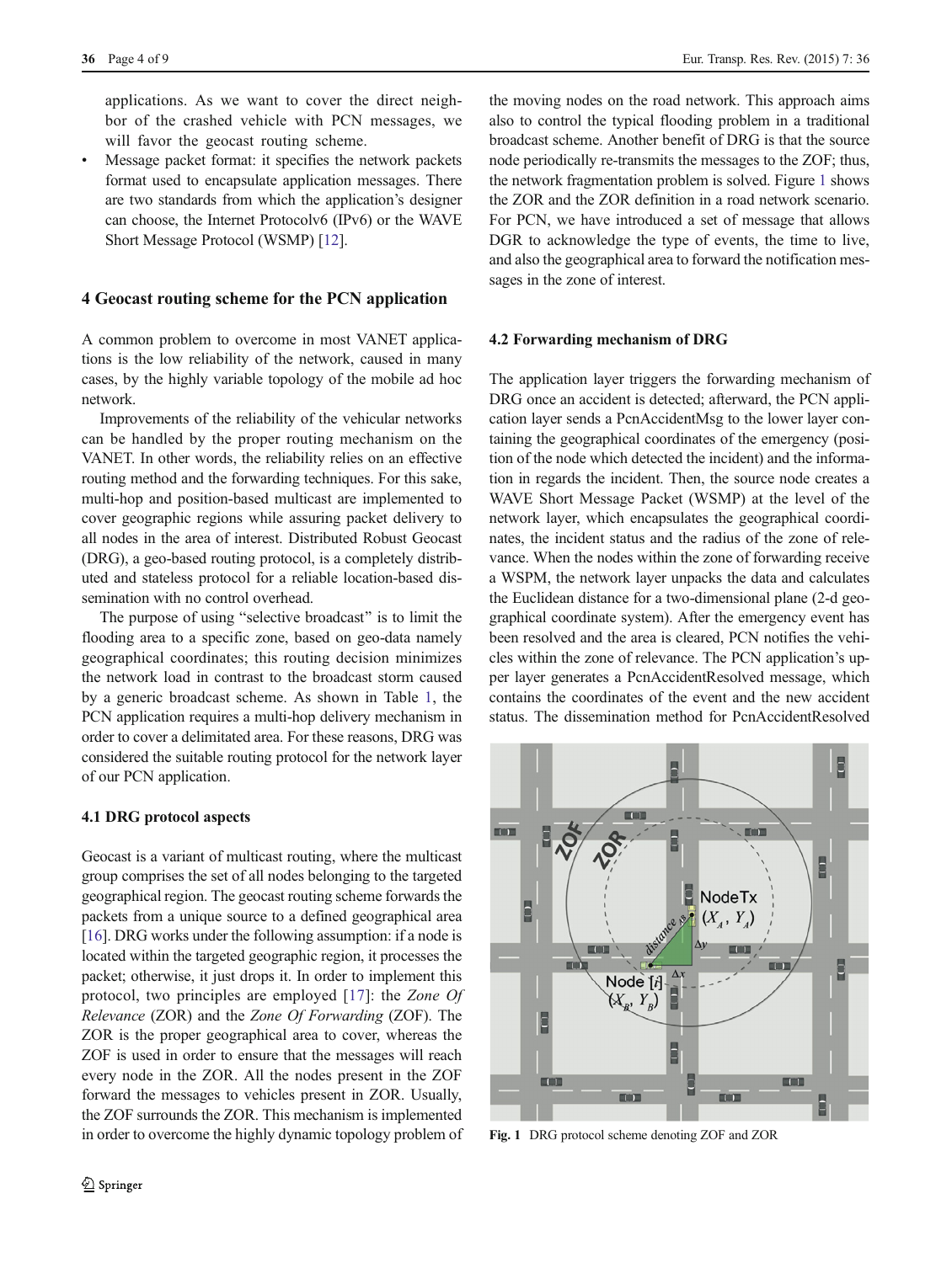applications. As we want to cover the direct neighbor of the crashed vehicle with PCN messages, we will favor the geocast routing scheme.

- Message packet format: it specifies the network packets format used to encapsulate application messages. There are two standards from which the application's designer can choose, the Internet Protocolv6 (IPv6) or the WAVE Short Message Protocol (WSMP) [12].

## 4 Geocast routing scheme for the PCN application

A common problem to overcome in most VANET applications is the low reliability of the network, caused in many cases, by the highly variable topology of the mobile ad hoc network.

Improvements of the reliability of the vehicular networks can be handled by the proper routing mechanism on the VANET. In other words, the reliability relies on an effective routing method and the forwarding techniques. For this sake, multi-hop and position-based multicast are implemented to cover geographic regions while assuring packet delivery to all nodes in the area of interest. Distributed Robust Geocast (DRG), a geo-based routing protocol, is a completely distributed and stateless protocol for a reliable location-based dissemination with no control overhead.

The purpose of using "selective broadcast" is to limit the flooding area to a specific zone, based on geo-data namely geographical coordinates; this routing decision minimizes the network load in contrast to the broadcast storm caused by a generic broadcast scheme. As shown in Table 1, the PCN application requires a multi-hop delivery mechanism in order to cover a delimitated area. For these reasons, DRG was considered the suitable routing protocol for the network layer of our PCN application.

### 4.1 DRG protocol aspects

Geocast is a variant of multicast routing, where the multicast group comprises the set of all nodes belonging to the targeted geographical region. The geocast routing scheme forwards the packets from a unique source to a defined geographical area [16]. DRG works under the following assumption: if a node is located within the targeted geographic region, it processes the packet; otherwise, it just drops it. In order to implement this protocol, two principles are employed [17]: the *Zone Of Relevance* (ZOR) and the *Zone Of Forwarding* (ZOF). The ZOR is the proper geographical area to cover, whereas the ZOF is used in order to ensure that the messages will reach every node in the ZOR. All the nodes present in the ZOF forward the messages to vehicles present in ZOR. Usually, the ZOF surrounds the ZOR. This mechanism is implemented in order to overcome the highly dynamic topology problem of the moving nodes on the road network. This approach aims also to control the typical flooding problem in a traditional broadcast scheme. Another benefit of DRG is that the source node periodically re-transmits the messages to the ZOF; thus, the network fragmentation problem is solved. Figure 1 shows the ZOR and the ZOR definition in a road network scenario. For PCN, we have introduced a set of message that allows DGR to acknowledge the type of events, the time to live, and also the geographical area to forward the notification messages in the zone of interest.

### 4.2 Forwarding mechanism of DRG

The application layer triggers the forwarding mechanism of DRG once an accident is detected; afterward, the PCN application layer sends a PcnAccidentMsg to the lower layer containing the geographical coordinates of the emergency (position of the node which detected the incident) and the information in regards the incident. Then, the source node creates a WAVE Short Message Packet (WSMP) at the level of the network layer, which encapsulates the geographical coordinates, the incident status and the radius of the zone of relevance. When the nodes within the zone of forwarding receive a WSPM, the network layer unpacks the data and calculates the Euclidean distance for a two-dimensional plane (2-d geographical coordinate system). After the emergency event has been resolved and the area is cleared, PCN notifies the vehicles within the zone of relevance. The PCN application's upper layer generates a PcnAccidentResolved message, which contains the coordinates of the event and the new accident status. The dissemination method for PcnAccidentResolved

Fig. 1 DRG protocol scheme denoting ZOF and ZOR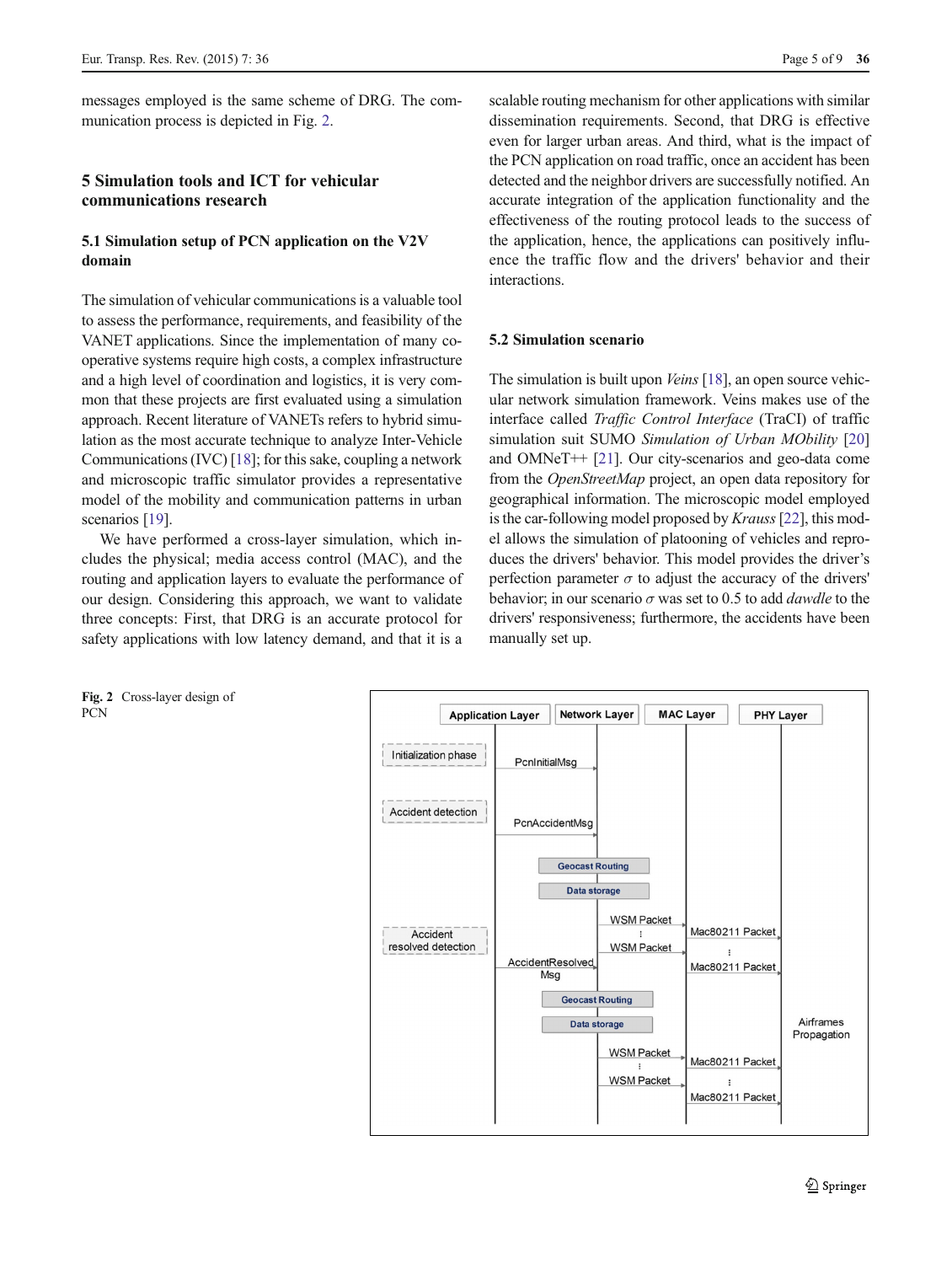messages employed is the same scheme of DRG. The communication process is depicted in Fig. 2.

## 5 Simulation tools and ICT for vehicular communications research

### 5.1 Simulation setup of PCN application on the V2V domain

The simulation of vehicular communications is a valuable tool to assess the performance, requirements, and feasibility of the VANET applications. Since the implementation of many cooperative systems require high costs, a complex infrastructure and a high level of coordination and logistics, it is very common that these projects are first evaluated using a simulation approach. Recent literature of VANETs refers to hybrid simulation as the most accurate technique to analyze Inter-Vehicle Communications (IVC) [18]; for this sake, coupling a network and microscopic traffic simulator provides a representative model of the mobility and communication patterns in urban scenarios [19].

We have performed a cross-layer simulation, which includes the physical; media access control (MAC), and the routing and application layers to evaluate the performance of our design. Considering this approach, we want to validate three concepts: First, that DRG is an accurate protocol for safety applications with low latency demand, and that it is a scalable routing mechanism for other applications with similar dissemination requirements. Second, that DRG is effective even for larger urban areas. And third, what is the impact of the PCN application on road traffic, once an accident has been detected and the neighbor drivers are successfully notified. An accurate integration of the application functionality and the effectiveness of the routing protocol leads to the success of the application, hence, the applications can positively influence the traffic flow and the drivers' behavior and their interactions.

### 5.2 Simulation scenario

The simulation is built upon *Veins* [18], an open source vehicular network simulation framework. Veins makes use of the interface called *Traffic Control Interface* (TraCI) of traffic simulation suit SUMO *Simulation of Urban MObility* [20] and OMNeT++ [21]. Our city-scenarios and geo-data come from the *OpenStreetMap* project, an open data repository for geographical information. The microscopic model employed is the car-following model proposed by *Krauss* [22], this model allows the simulation of platooning of vehicles and reproduces the drivers' behavior. This model provides the driver's perfection parameter $\sigma$ to adjust the accuracy of the drivers' behavior; in our scenario $\sigma$ was set to 0.5 to add *dawdle* to the drivers' responsiveness; furthermore, the accidents have been manually set up.

**Fig. 2** Cross-layer design of PCN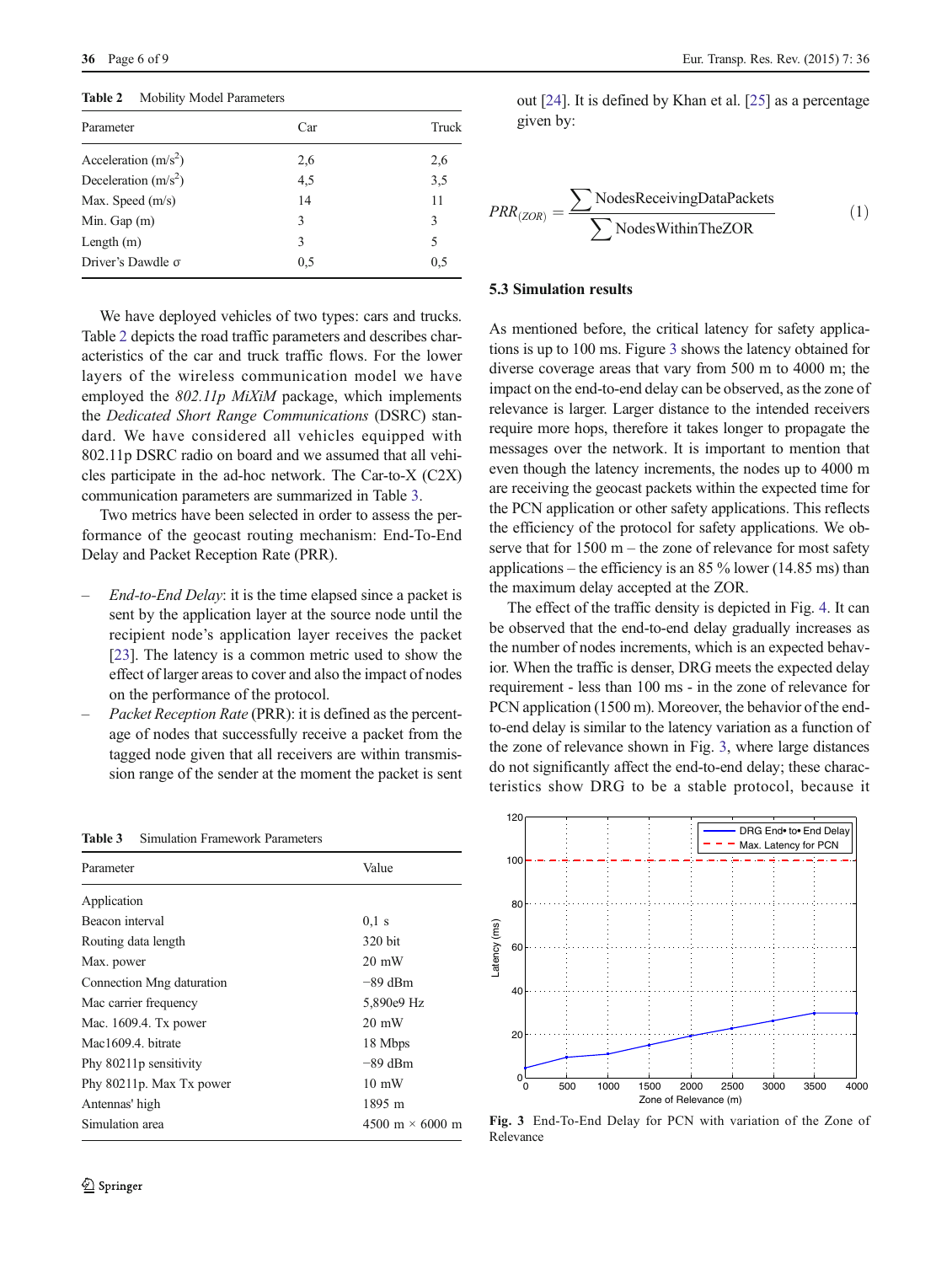**Table 2** Mobility Model Parameters

| Parameter | Car | Truck |
|---|---|---|
| Acceleration (m/s$^2$) | 2,6 | 2,6 |
| Deceleration (m/s$^2$) | 4,5 | 3,5 |
| Max. Speed (m/s) | 14 | 11 |
| Min. Gap (m) | 3 | 3 |
| Length (m) | 3 | 5 |
| Driver's Dawdle σ | 0,5 | 0,5 |

We have deployed vehicles of two types: cars and trucks. Table 2 depicts the road traffic parameters and describes characteristics of the car and truck traffic flows. For the lower layers of the wireless communication model we have employed the *802.11p MiXiM* package, which implements the *Dedicated Short Range Communications* (DSRC) standard. We have considered all vehicles equipped with 802.11p DSRC radio on board and we assumed that all vehicles participate in the ad-hoc network. The Car-to-X (C2X) communication parameters are summarized in Table 3.

Two metrics have been selected in order to assess the performance of the geocast routing mechanism: End-To-End Delay and Packet Reception Rate (PRR).

- *End-to-End Delay*: it is the time elapsed since a packet is sent by the application layer at the source node until the recipient node's application layer receives the packet [23]. The latency is a common metric used to show the effect of larger areas to cover and also the impact of nodes on the performance of the protocol.
- *Packet Reception Rate* (PRR): it is defined as the percentage of nodes that successfully receive a packet from the tagged node given that all receivers are within transmission range of the sender at the moment the packet is sent out [24]. It is defined by Khan et al. [25] as a percentage given by:

$$PRR_{(ZOR)} = \frac{\sum \text{NodesReceivingDataPackets}}{\sum \text{NodesWithinTheZOR}} \quad (1)$$

**Table 3** Simulation Framework Parameters

| Parameter | Value |
|---|---|
| Application | |
| Beacon interval | 0,1 s |
| Routing data length | 320 bit |
| Max. power | 20 mW |
| Connection Mng daturation | −89 dBm |
| Mac carrier frequency | 5,890e9 Hz |
| Mac. 1609.4. Tx power | 20 mW |
| Mac1609.4. bitrate | 18 Mbps |
| Phy 80211p sensitivity | −89 dBm |
| Phy 80211p. Max Tx power | 10 mW |
| Antennas' high | 1895 m |
| Simulation area | 4500 m × 6000 m |

### 5.3 Simulation results

As mentioned before, the critical latency for safety applications is up to 100 ms. Figure 3 shows the latency obtained for diverse coverage areas that vary from 500 m to 4000 m; the impact on the end-to-end delay can be observed, as the zone of relevance is larger. Larger distance to the intended receivers require more hops, therefore it takes longer to propagate the messages over the network. It is important to mention that even though the latency increments, the nodes up to 4000 m are receiving the geocast packets within the expected time for the PCN application or other safety applications. This reflects the efficiency of the protocol for safety applications. We observe that for 1500 m – the zone of relevance for most safety applications – the efficiency is an 85 % lower (14.85 ms) than the maximum delay accepted at the ZOR.

The effect of the traffic density is depicted in Fig. 4. It can be observed that the end-to-end delay gradually increases as the number of nodes increments, which is an expected behavior. When the traffic is denser, DRG meets the expected delay requirement - less than 100 ms - in the zone of relevance for PCN application (1500 m). Moreover, the behavior of the end-to-end delay is similar to the latency variation as a function of the zone of relevance shown in Fig. 3, where large distances do not significantly affect the end-to-end delay; these characteristics show DRG to be a stable protocol, because it

**Fig. 3** End-To-End Delay for PCN with variation of the Zone of Relevance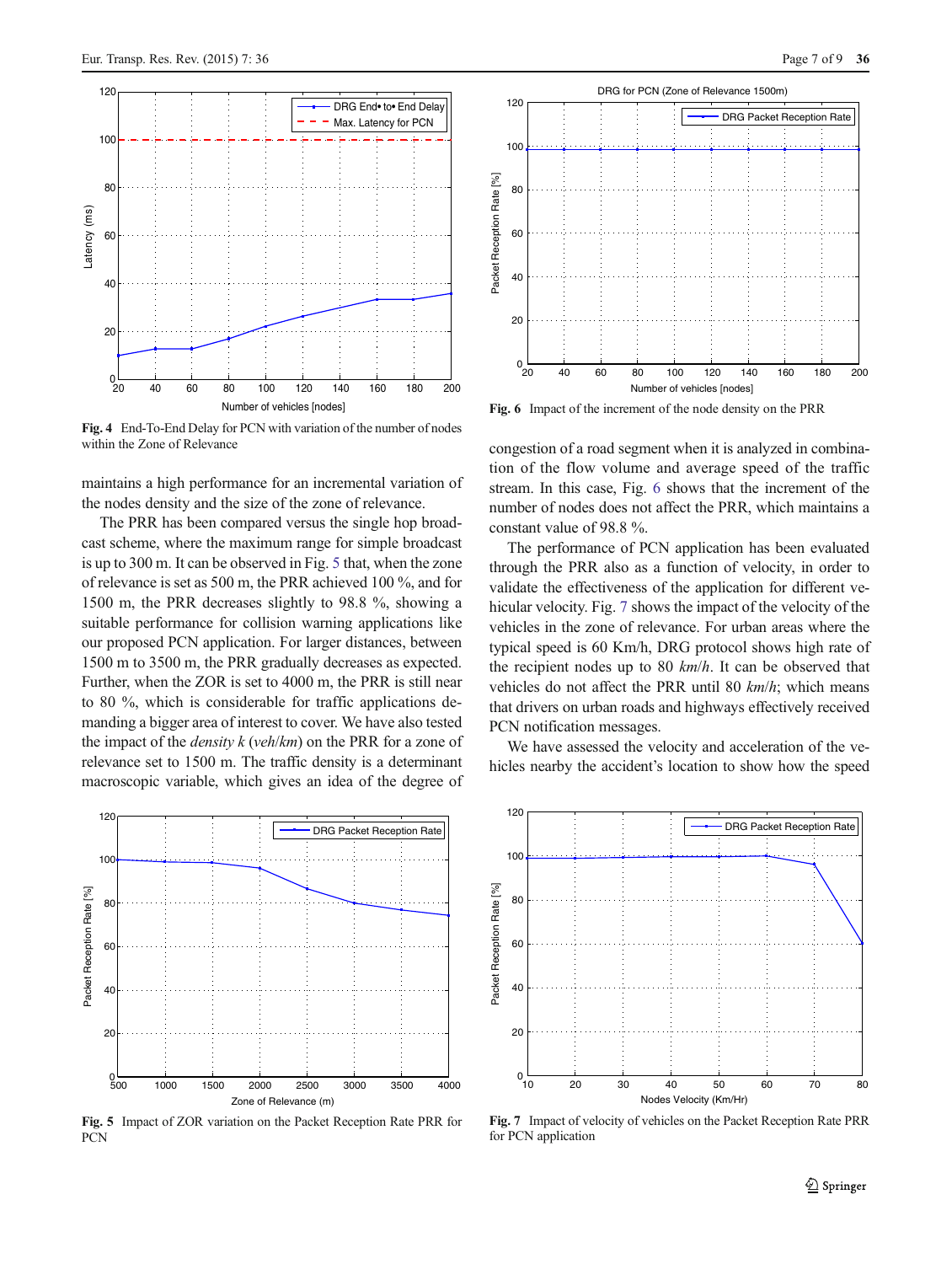Fig. 4 End-To-End Delay for PCN with variation of the number of nodes within the Zone of Relevance

Fig. 6 Impact of the increment of the node density on the PRR

maintains a high performance for an incremental variation of the nodes density and the size of the zone of relevance.

The PRR has been compared versus the single hop broadcast scheme, where the maximum range for simple broadcast is up to 300 m. It can be observed in Fig. 5 that, when the zone of relevance is set as 500 m, the PRR achieved 100 %, and for 1500 m, the PRR decreases slightly to 98.8 %, showing a suitable performance for collision warning applications like our proposed PCN application. For larger distances, between 1500 m to 3500 m, the PRR gradually decreases as expected. Further, when the ZOR is set to 4000 m, the PRR is still near to 80 %, which is considerable for traffic applications demanding a bigger area of interest to cover. We have also tested the impact of the *density k* (*veh*/*km*) on the PRR for a zone of relevance set to 1500 m. The traffic density is a determinant macroscopic variable, which gives an idea of the degree of congestion of a road segment when it is analyzed in combination of the flow volume and average speed of the traffic stream. In this case, Fig. 6 shows that the increment of the number of nodes does not affect the PRR, which maintains a constant value of 98.8 %.

The performance of PCN application has been evaluated through the PRR also as a function of velocity, in order to validate the effectiveness of the application for different vehicular velocity. Fig. 7 shows the impact of the velocity of the vehicles in the zone of relevance. For urban areas where the typical speed is 60 Km/h, DRG protocol shows high rate of the recipient nodes up to 80 *km*/*h*. It can be observed that vehicles do not affect the PRR until 80 *km*/*h*; which means that drivers on urban roads and highways effectively received PCN notification messages.

We have assessed the velocity and acceleration of the vehicles nearby the accident's location to show how the speed

Fig. 5 Impact of ZOR variation on the Packet Reception Rate PRR for PCN

Fig. 7 Impact of velocity of vehicles on the Packet Reception Rate PRR for PCN application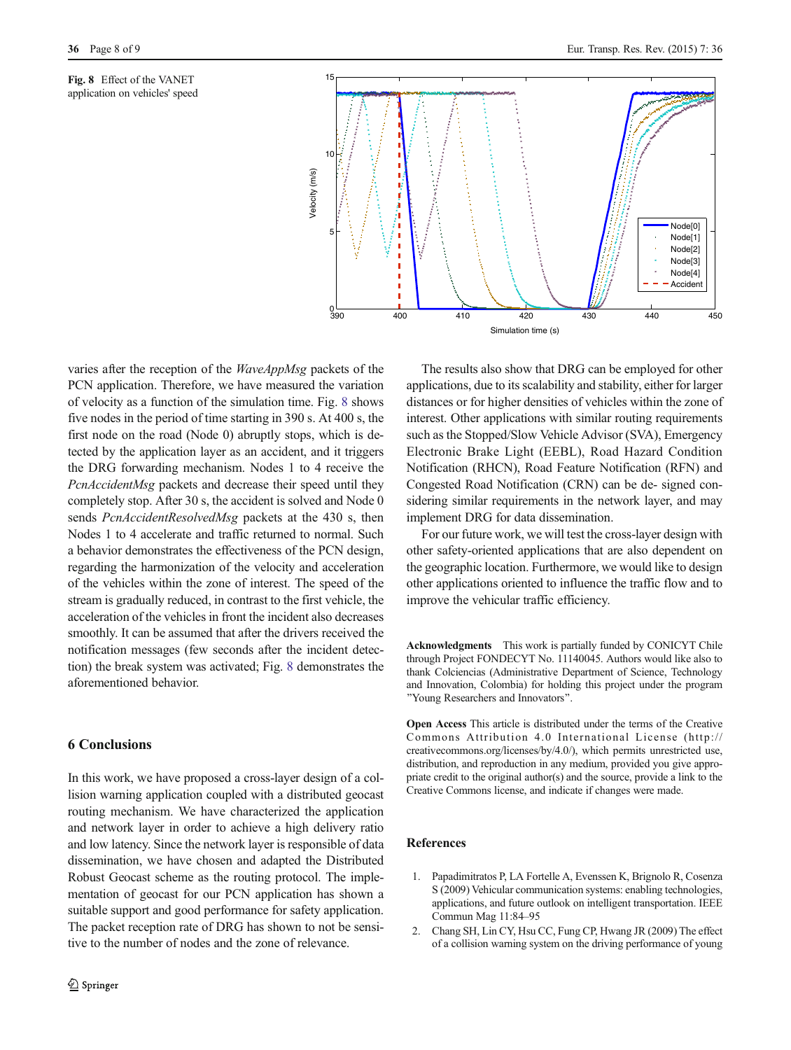**Fig. 8** Effect of the VANET application on vehicles' speed

varies after the reception of the *WaveAppMsg* packets of the PCN application. Therefore, we have measured the variation of velocity as a function of the simulation time. Fig. 8 shows five nodes in the period of time starting in 390 s. At 400 s, the first node on the road (Node 0) abruptly stops, which is detected by the application layer as an accident, and it triggers the DRG forwarding mechanism. Nodes 1 to 4 receive the *PcnAccidentMsg* packets and decrease their speed until they completely stop. After 30 s, the accident is solved and Node 0 sends *PcnAccidentResolvedMsg* packets at the 430 s, then Nodes 1 to 4 accelerate and traffic returned to normal. Such a behavior demonstrates the effectiveness of the PCN design, regarding the harmonization of the velocity and acceleration of the vehicles within the zone of interest. The speed of the stream is gradually reduced, in contrast to the first vehicle, the acceleration of the vehicles in front the incident also decreases smoothly. It can be assumed that after the drivers received the notification messages (few seconds after the incident detection) the break system was activated; Fig. 8 demonstrates the aforementioned behavior.

## 6 Conclusions

In this work, we have proposed a cross-layer design of a collision warning application coupled with a distributed geocast routing mechanism. We have characterized the application and network layer in order to achieve a high delivery ratio and low latency. Since the network layer is responsible of data dissemination, we have chosen and adapted the Distributed Robust Geocast scheme as the routing protocol. The implementation of geocast for our PCN application has shown a suitable support and good performance for safety application. The packet reception rate of DRG has shown to not be sensitive to the number of nodes and the zone of relevance.

The results also show that DRG can be employed for other applications, due to its scalability and stability, either for larger distances or for higher densities of vehicles within the zone of interest. Other applications with similar routing requirements such as the Stopped/Slow Vehicle Advisor (SVA), Emergency Electronic Brake Light (EEBL), Road Hazard Condition Notification (RHCN), Road Feature Notification (RFN) and Congested Road Notification (CRN) can be de- signed considering similar requirements in the network layer, and may implement DRG for data dissemination.

For our future work, we will test the cross-layer design with other safety-oriented applications that are also dependent on the geographic location. Furthermore, we would like to design other applications oriented to influence the traffic flow and to improve the vehicular traffic efficiency.

**Acknowledgments** This work is partially funded by CONICYT Chile through Project FONDECYT No. 11140045. Authors would like also to thank Colciencias (Administrative Department of Science, Technology and Innovation, Colombia) for holding this project under the program "Young Researchers and Innovators".

**Open Access** This article is distributed under the terms of the Creative Commons Attribution 4.0 International License (http://creativecommons.org/licenses/by/4.0/), which permits unrestricted use, distribution, and reproduction in any medium, provided you give appropriate credit to the original author(s) and the source, provide a link to the Creative Commons license, and indicate if changes were made.

## References

1. Papadimitratos P, LA Fortelle A, Evenssen K, Brignolo R, Cosenza S (2009) Vehicular communication systems: enabling technologies, applications, and future outlook on intelligent transportation. IEEE Commun Mag 11:84–95
2. Chang SH, Lin CY, Hsu CC, Fung CP, Hwang JR (2009) The effect of a collision warning system on the driving performance of young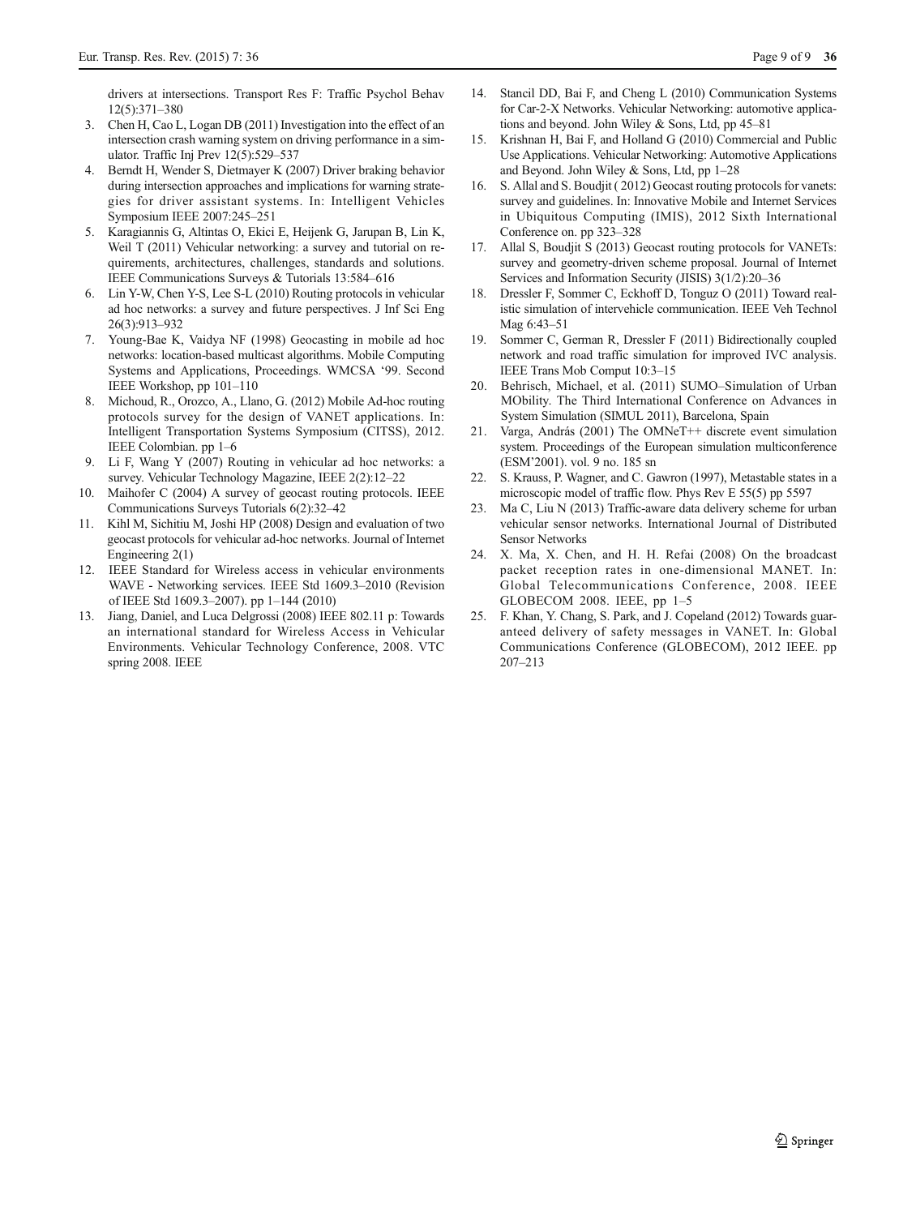drivers at intersections. Transport Res F: Traffic Psychol Behav 12(5):371–380

3. Chen H, Cao L, Logan DB (2011) Investigation into the effect of an intersection crash warning system on driving performance in a simulator. Traffic Inj Prev 12(5):529–537
4. Berndt H, Wender S, Dietmayer K (2007) Driver braking behavior during intersection approaches and implications for warning strategies for driver assistant systems. In: Intelligent Vehicles Symposium IEEE 2007:245–251
5. Karagiannis G, Altintas O, Ekici E, Heijenk G, Jarupan B, Lin K, Weil T (2011) Vehicular networking: a survey and tutorial on requirements, architectures, challenges, standards and solutions. IEEE Communications Surveys & Tutorials 13:584–616
6. Lin Y-W, Chen Y-S, Lee S-L (2010) Routing protocols in vehicular ad hoc networks: a survey and future perspectives. J Inf Sci Eng 26(3):913–932
7. Young-Bae K, Vaidya NF (1998) Geocasting in mobile ad hoc networks: location-based multicast algorithms. Mobile Computing Systems and Applications, Proceedings. WMCSA '99. Second IEEE Workshop, pp 101–110
8. Michoud, R., Orozco, A., Llano, G. (2012) Mobile Ad-hoc routing protocols survey for the design of VANET applications. In: Intelligent Transportation Systems Symposium (CITSS), 2012. IEEE Colombian. pp 1–6
9. Li F, Wang Y (2007) Routing in vehicular ad hoc networks: a survey. Vehicular Technology Magazine, IEEE 2(2):12–22
10. Maihofer C (2004) A survey of geocast routing protocols. IEEE Communications Surveys Tutorials 6(2):32–42
11. Kihl M, Sichitiu M, Joshi HP (2008) Design and evaluation of two geocast protocols for vehicular ad-hoc networks. Journal of Internet Engineering 2(1)
12. IEEE Standard for Wireless access in vehicular environments WAVE - Networking services. IEEE Std 1609.3–2010 (Revision of IEEE Std 1609.3–2007). pp 1–144 (2010)
13. Jiang, Daniel, and Luca Delgrossi (2008) IEEE 802.11 p: Towards an international standard for Wireless Access in Vehicular Environments. Vehicular Technology Conference, 2008. VTC spring 2008. IEEE
14. Stancil DD, Bai F, and Cheng L (2010) Communication Systems for Car-2-X Networks. Vehicular Networking: automotive applications and beyond. John Wiley & Sons, Ltd, pp 45–81
15. Krishnan H, Bai F, and Holland G (2010) Commercial and Public Use Applications. Vehicular Networking: Automotive Applications and Beyond. John Wiley & Sons, Ltd, pp 1–28
16. S. Allal and S. Boudjit ( 2012) Geocast routing protocols for vanets: survey and guidelines. In: Innovative Mobile and Internet Services in Ubiquitous Computing (IMIS), 2012 Sixth International Conference on. pp 323–328
17. Allal S, Boudjit S (2013) Geocast routing protocols for VANETs: survey and geometry-driven scheme proposal. Journal of Internet Services and Information Security (JISIS) 3(1/2):20–36
18. Dressler F, Sommer C, Eckhoff D, Tonguz O (2011) Toward realistic simulation of intervehicle communication. IEEE Veh Technol Mag 6:43–51
19. Sommer C, German R, Dressler F (2011) Bidirectionally coupled network and road traffic simulation for improved IVC analysis. IEEE Trans Mob Comput 10:3–15
20. Behrisch, Michael, et al. (2011) SUMO–Simulation of Urban MObility. The Third International Conference on Advances in System Simulation (SIMUL 2011), Barcelona, Spain
21. Varga, András (2001) The OMNeT++ discrete event simulation system. Proceedings of the European simulation multiconference (ESM'2001). vol. 9 no. 185 sn
22. S. Krauss, P. Wagner, and C. Gawron (1997), Metastable states in a microscopic model of traffic flow. Phys Rev E 55(5) pp 5597
23. Ma C, Liu N (2013) Traffic-aware data delivery scheme for urban vehicular sensor networks. International Journal of Distributed Sensor Networks
24. X. Ma, X. Chen, and H. H. Refai (2008) On the broadcast packet reception rates in one-dimensional MANET. In: Global Telecommunications Conference, 2008. IEEE GLOBECOM 2008. IEEE, pp 1–5
25. F. Khan, Y. Chang, S. Park, and J. Copeland (2012) Towards guaranteed delivery of safety messages in VANET. In: Global Communications Conference (GLOBECOM), 2012 IEEE. pp 207–213